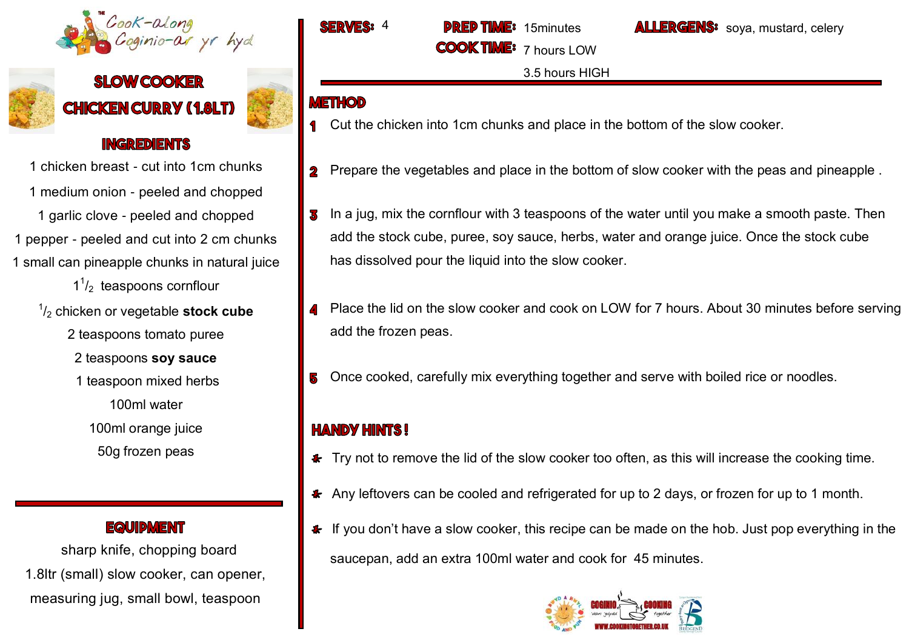The Cook-along
Coginio-ar yr hyd

# SLOW COOKER CHICKEN CURRY (1.8LT)

## INGREDIENTS

1 chicken breast - cut into 1cm chunks

1 medium onion - peeled and chopped

1 garlic clove - peeled and chopped

1 pepper - peeled and cut into 2 cm chunks

1 small can pineapple chunks in natural juice

$1\frac{1}{2}$ teaspoons cornflour

$\frac{1}{2}$ chicken or vegetable **stock cube**

2 teaspoons tomato puree

2 teaspoons **soy sauce**

1 teaspoon mixed herbs

100ml water

100ml orange juice

50g frozen peas

## EQUIPMENT

sharp knife, chopping board

1.8ltr (small) slow cooker, can opener,

measuring jug, small bowl, teaspoon

**SERVES:** 4

**PREP TIME:** 15minutes

**COOK TIME:** 7 hours LOW

3.5 hours HIGH

**ALLERGENS:** soya, mustard, celery

## METHOD

1. Cut the chicken into 1cm chunks and place in the bottom of the slow cooker.
2. Prepare the vegetables and place in the bottom of slow cooker with the peas and pineapple .
3. In a jug, mix the cornflour with 3 teaspoons of the water until you make a smooth paste. Then add the stock cube, puree, soy sauce, herbs, water and orange juice. Once the stock cube has dissolved pour the liquid into the slow cooker.
4. Place the lid on the slow cooker and cook on LOW for 7 hours. About 30 minutes before serving add the frozen peas.
5. Once cooked, carefully mix everything together and serve with boiled rice or noodles.

## HANDY HINTS !

- Try not to remove the lid of the slow cooker too often, as this will increase the cooking time.
- Any leftovers can be cooled and refrigerated for up to 2 days, or frozen for up to 1 month.
- If you don't have a slow cooker, this recipe can be made on the hob. Just pop everything in the saucepan, add an extra 100ml water and cook for 45 minutes.

WWW.COOKINGTOGETHER.CO.UK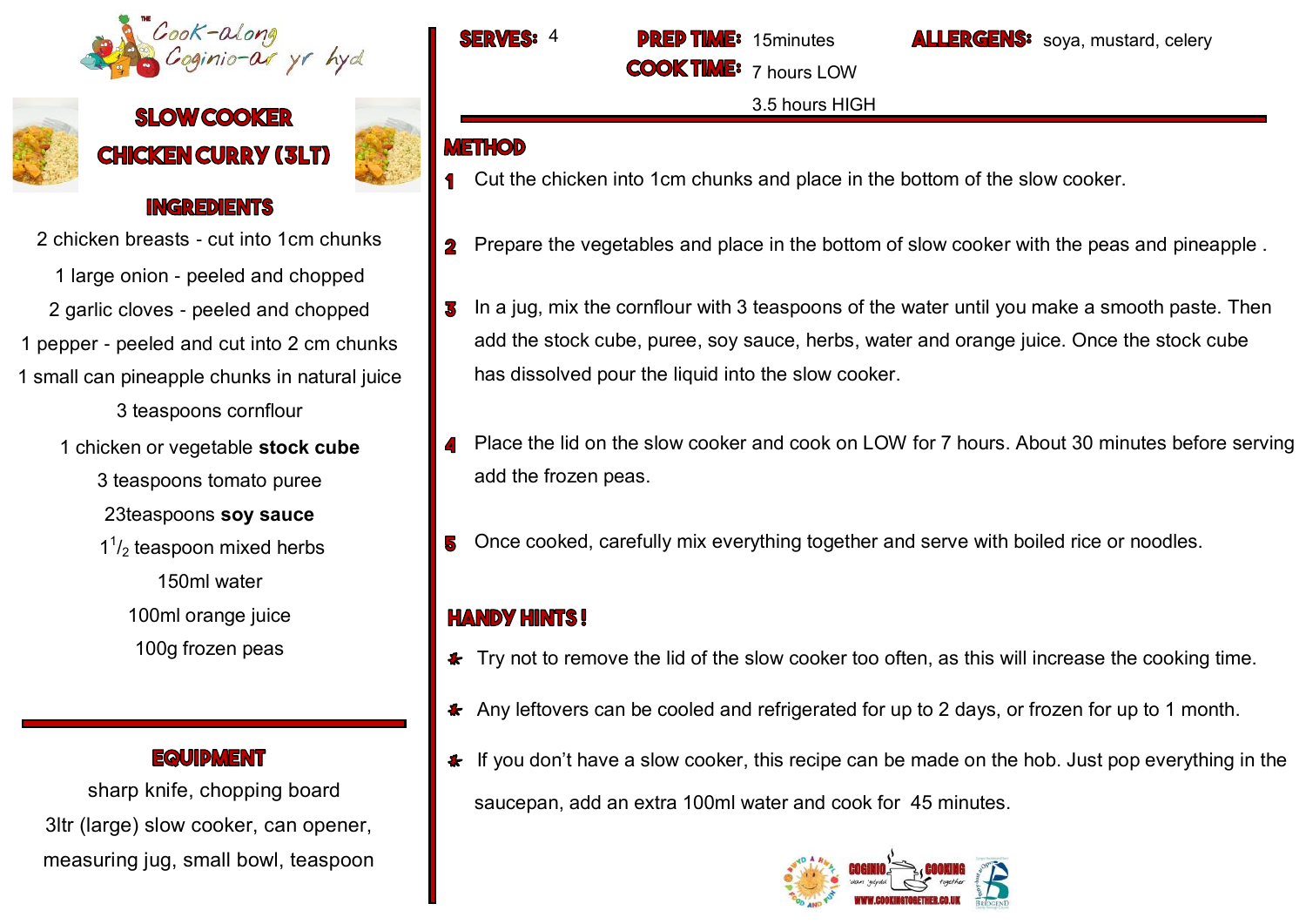Cook-along
Coginio-ar yr hyd

# SLOW COOKER CHICKEN CURRY (3LT)

## INGREDIENTS

2 chicken breasts - cut into 1cm chunks

1 large onion - peeled and chopped

2 garlic cloves - peeled and chopped

1 pepper - peeled and cut into 2 cm chunks

1 small can pineapple chunks in natural juice

3 teaspoons cornflour

1 chicken or vegetable **stock cube**

3 teaspoons tomato puree

23teaspoons **soy sauce**

$1^1/_2$ teaspoon mixed herbs

150ml water

100ml orange juice

100g frozen peas

## EQUIPMENT

sharp knife, chopping board

3ltr (large) slow cooker, can opener,

measuring jug, small bowl, teaspoon

**SERVES:** 4

**PREP TIME:** 15minutes

**COOK TIME:** 7 hours LOW

3.5 hours HIGH

**ALLERGENS:** soya, mustard, celery

## METHOD

1. Cut the chicken into 1cm chunks and place in the bottom of the slow cooker.
2. Prepare the vegetables and place in the bottom of slow cooker with the peas and pineapple .
3. In a jug, mix the cornflour with 3 teaspoons of the water until you make a smooth paste. Then add the stock cube, puree, soy sauce, herbs, water and orange juice. Once the stock cube has dissolved pour the liquid into the slow cooker.
4. Place the lid on the slow cooker and cook on LOW for 7 hours. About 30 minutes before serving add the frozen peas.
5. Once cooked, carefully mix everything together and serve with boiled rice or noodles.

## HANDY HINTS!

- Try not to remove the lid of the slow cooker too often, as this will increase the cooking time.
- Any leftovers can be cooled and refrigerated for up to 2 days, or frozen for up to 1 month.
- If you don't have a slow cooker, this recipe can be made on the hob. Just pop everything in the saucepan, add an extra 100ml water and cook for 45 minutes.

WWW.COOKINGTOGETHER.CO.UK